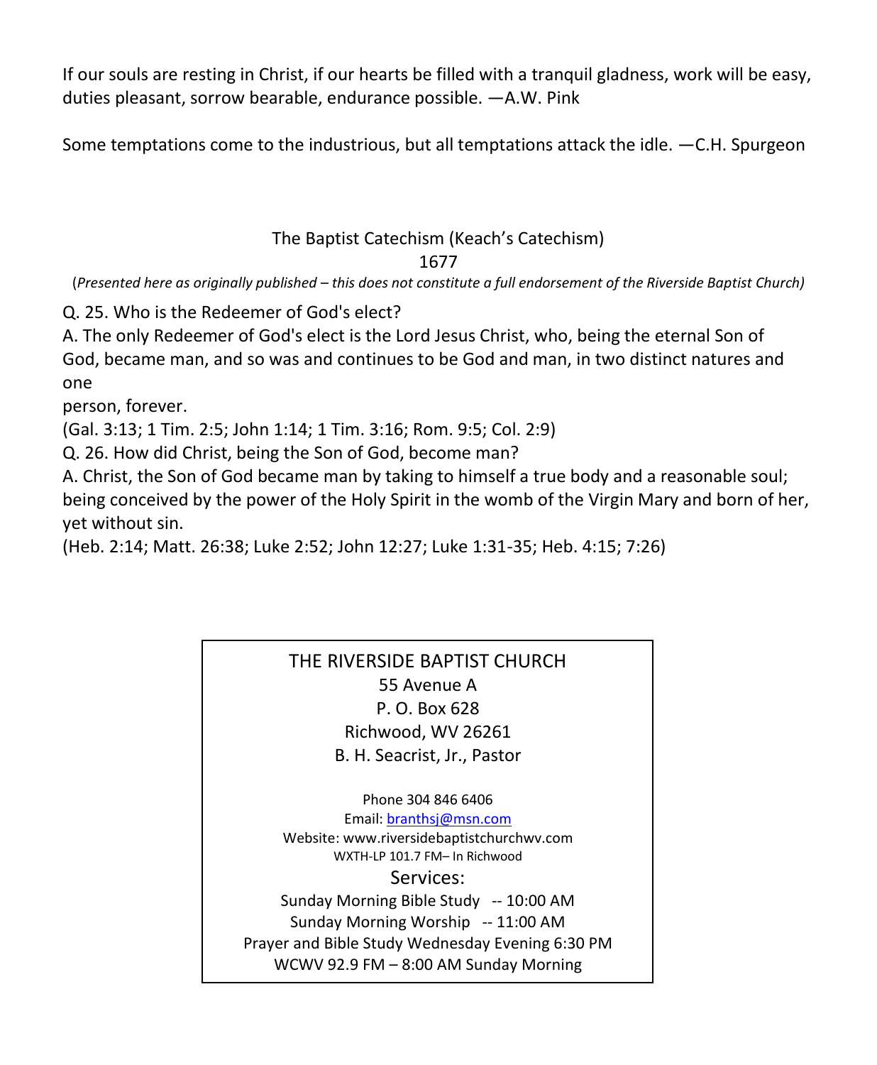If our souls are resting in Christ, if our hearts be filled with a tranquil gladness, work will be easy, duties pleasant, sorrow bearable, endurance possible. —A.W. Pink

Some temptations come to the industrious, but all temptations attack the idle. —C.H. Spurgeon

The Baptist Catechism (Keach's Catechism)
1677

(*Presented here as originally published – this does not constitute a full endorsement of the Riverside Baptist Church)*

Q. 25. Who is the Redeemer of God's elect?
A. The only Redeemer of God's elect is the Lord Jesus Christ, who, being the eternal Son of God, became man, and so was and continues to be God and man, in two distinct natures and one
person, forever.
(Gal. 3:13; 1 Tim. 2:5; John 1:14; 1 Tim. 3:16; Rom. 9:5; Col. 2:9)
Q. 26. How did Christ, being the Son of God, become man?
A. Christ, the Son of God became man by taking to himself a true body and a reasonable soul; being conceived by the power of the Holy Spirit in the womb of the Virgin Mary and born of her, yet without sin.
(Heb. 2:14; Matt. 26:38; Luke 2:52; John 12:27; Luke 1:31-35; Heb. 4:15; 7:26)

THE RIVERSIDE BAPTIST CHURCH
55 Avenue A
P. O. Box 628
Richwood, WV 26261
B. H. Seacrist, Jr., Pastor

Phone 304 846 6406
Email: branthsj@msn.com
Website: www.riversidebaptistchurchwv.com
WXTH-LP 101.7 FM– In Richwood

Services:
Sunday Morning Bible Study -- 10:00 AM
Sunday Morning Worship -- 11:00 AM
Prayer and Bible Study Wednesday Evening 6:30 PM
WCWV 92.9 FM – 8:00 AM Sunday Morning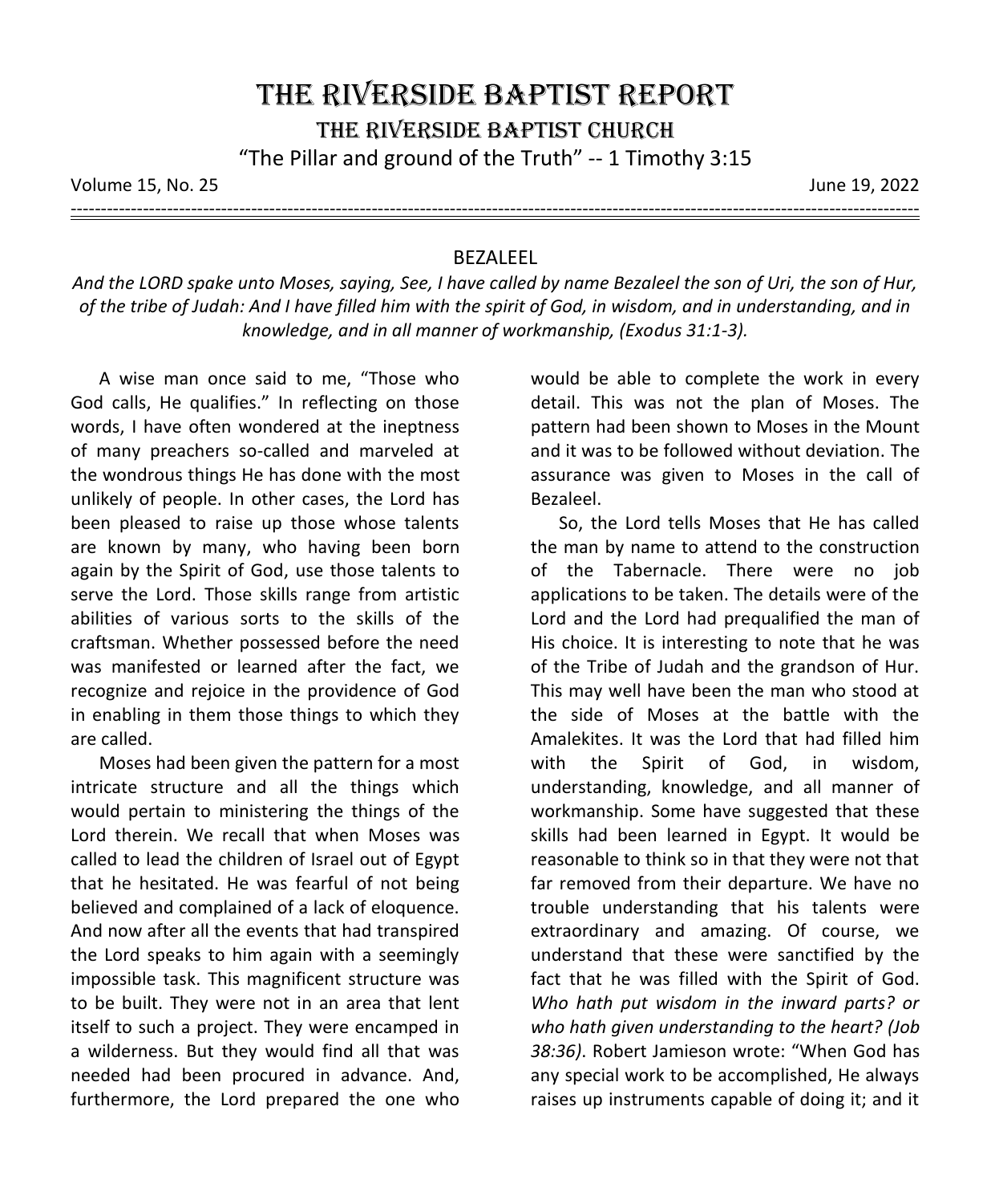# THE RIVERSIDE BAPTIST REPORT

## THE RIVERSIDE BAPTIST CHURCH

"The Pillar and ground of the Truth" -- 1 Timothy 3:15

Volume 15, No. 25 June 19, 2022

---

### BEZALEEL

*And the LORD spake unto Moses, saying, See, I have called by name Bezaleel the son of Uri, the son of Hur, of the tribe of Judah: And I have filled him with the spirit of God, in wisdom, and in understanding, and in knowledge, and in all manner of workmanship, (Exodus 31:1-3).*

A wise man once said to me, "Those who God calls, He qualifies." In reflecting on those words, I have often wondered at the ineptness of many preachers so-called and marveled at the wondrous things He has done with the most unlikely of people. In other cases, the Lord has been pleased to raise up those whose talents are known by many, who having been born again by the Spirit of God, use those talents to serve the Lord. Those skills range from artistic abilities of various sorts to the skills of the craftsman. Whether possessed before the need was manifested or learned after the fact, we recognize and rejoice in the providence of God in enabling in them those things to which they are called.

Moses had been given the pattern for a most intricate structure and all the things which would pertain to ministering the things of the Lord therein. We recall that when Moses was called to lead the children of Israel out of Egypt that he hesitated. He was fearful of not being believed and complained of a lack of eloquence. And now after all the events that had transpired the Lord speaks to him again with a seemingly impossible task. This magnificent structure was to be built. They were not in an area that lent itself to such a project. They were encamped in a wilderness. But they would find all that was needed had been procured in advance. And, furthermore, the Lord prepared the one who would be able to complete the work in every detail. This was not the plan of Moses. The pattern had been shown to Moses in the Mount and it was to be followed without deviation. The assurance was given to Moses in the call of Bezaleel.

So, the Lord tells Moses that He has called the man by name to attend to the construction of the Tabernacle. There were no job applications to be taken. The details were of the Lord and the Lord had prequalified the man of His choice. It is interesting to note that he was of the Tribe of Judah and the grandson of Hur. This may well have been the man who stood at the side of Moses at the battle with the Amalekites. It was the Lord that had filled him with the Spirit of God, in wisdom, understanding, knowledge, and all manner of workmanship. Some have suggested that these skills had been learned in Egypt. It would be reasonable to think so in that they were not that far removed from their departure. We have no trouble understanding that his talents were extraordinary and amazing. Of course, we understand that these were sanctified by the fact that he was filled with the Spirit of God. *Who hath put wisdom in the inward parts? or who hath given understanding to the heart? (Job 38:36)*. Robert Jamieson wrote: "When God has any special work to be accomplished, He always raises up instruments capable of doing it; and it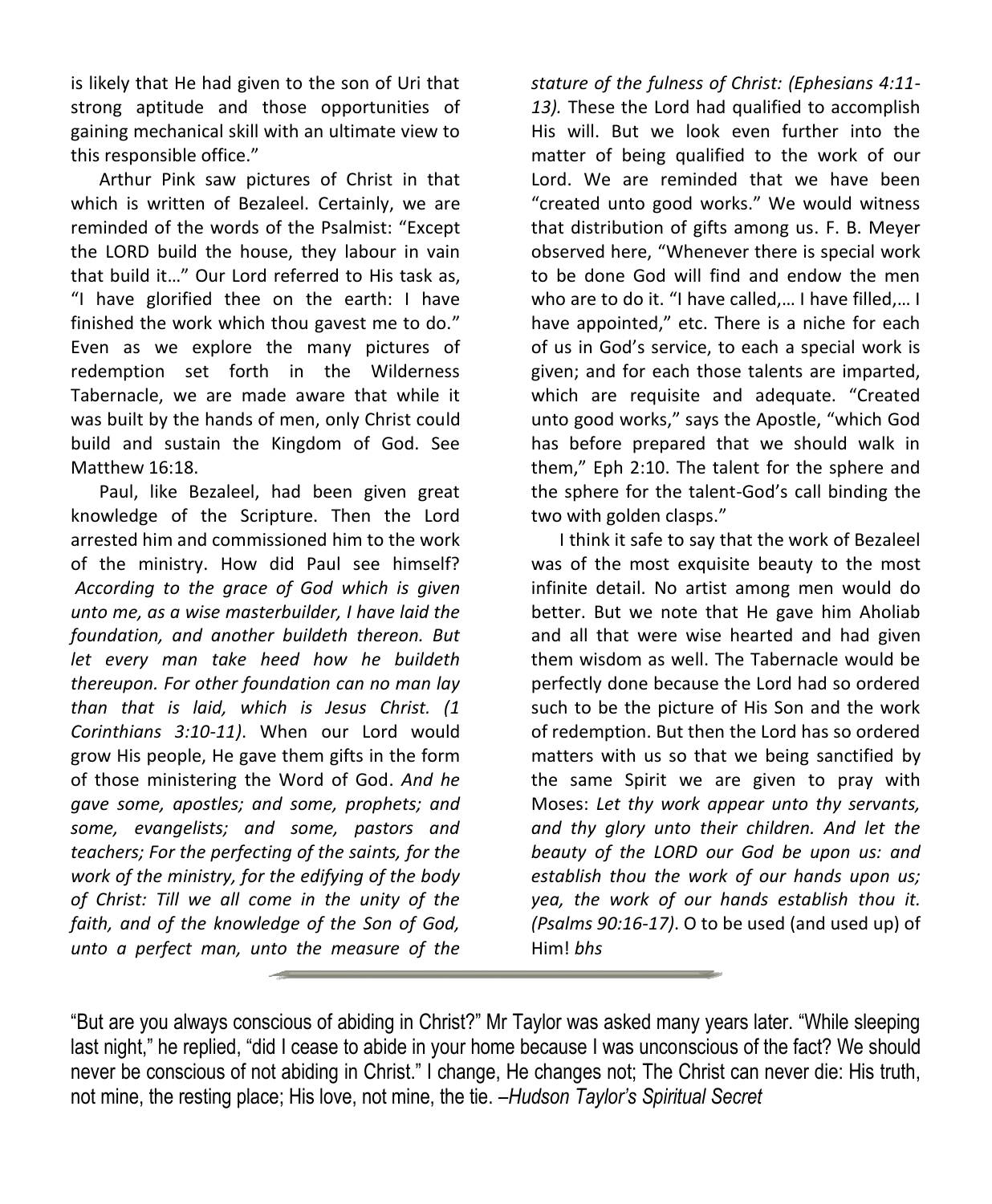is likely that He had given to the son of Uri that strong aptitude and those opportunities of gaining mechanical skill with an ultimate view to this responsible office."

Arthur Pink saw pictures of Christ in that which is written of Bezaleel. Certainly, we are reminded of the words of the Psalmist: "Except the LORD build the house, they labour in vain that build it…" Our Lord referred to His task as, "I have glorified thee on the earth: I have finished the work which thou gavest me to do." Even as we explore the many pictures of redemption set forth in the Wilderness Tabernacle, we are made aware that while it was built by the hands of men, only Christ could build and sustain the Kingdom of God. See Matthew 16:18.

Paul, like Bezaleel, had been given great knowledge of the Scripture. Then the Lord arrested him and commissioned him to the work of the ministry. How did Paul see himself? *According to the grace of God which is given unto me, as a wise masterbuilder, I have laid the foundation, and another buildeth thereon. But let every man take heed how he buildeth thereupon. For other foundation can no man lay than that is laid, which is Jesus Christ. (1 Corinthians 3:10-11)*. When our Lord would grow His people, He gave them gifts in the form of those ministering the Word of God. *And he gave some, apostles; and some, prophets; and some, evangelists; and some, pastors and teachers; For the perfecting of the saints, for the work of the ministry, for the edifying of the body of Christ: Till we all come in the unity of the faith, and of the knowledge of the Son of God, unto a perfect man, unto the measure of the stature of the fulness of Christ: (Ephesians 4:11-13).* These the Lord had qualified to accomplish His will. But we look even further into the matter of being qualified to the work of our Lord. We are reminded that we have been "created unto good works." We would witness that distribution of gifts among us. F. B. Meyer observed here, "Whenever there is special work to be done God will find and endow the men who are to do it. "I have called,… I have filled,… I have appointed," etc. There is a niche for each of us in God's service, to each a special work is given; and for each those talents are imparted, which are requisite and adequate. "Created unto good works," says the Apostle, "which God has before prepared that we should walk in them," Eph 2:10. The talent for the sphere and the sphere for the talent-God's call binding the two with golden clasps."

I think it safe to say that the work of Bezaleel was of the most exquisite beauty to the most infinite detail. No artist among men would do better. But we note that He gave him Aholiab and all that were wise hearted and had given them wisdom as well. The Tabernacle would be perfectly done because the Lord had so ordered such to be the picture of His Son and the work of redemption. But then the Lord has so ordered matters with us so that we being sanctified by the same Spirit we are given to pray with Moses: *Let thy work appear unto thy servants, and thy glory unto their children. And let the beauty of the LORD our God be upon us: and establish thou the work of our hands upon us; yea, the work of our hands establish thou it. (Psalms 90:16-17)*. O to be used (and used up) of Him! *bhs*

---

"But are you always conscious of abiding in Christ?" Mr Taylor was asked many years later. "While sleeping last night," he replied, "did I cease to abide in your home because I was unconscious of the fact? We should never be conscious of not abiding in Christ." I change, He changes not; The Christ can never die: His truth, not mine, the resting place; His love, not mine, the tie. –*Hudson Taylor's Spiritual Secret*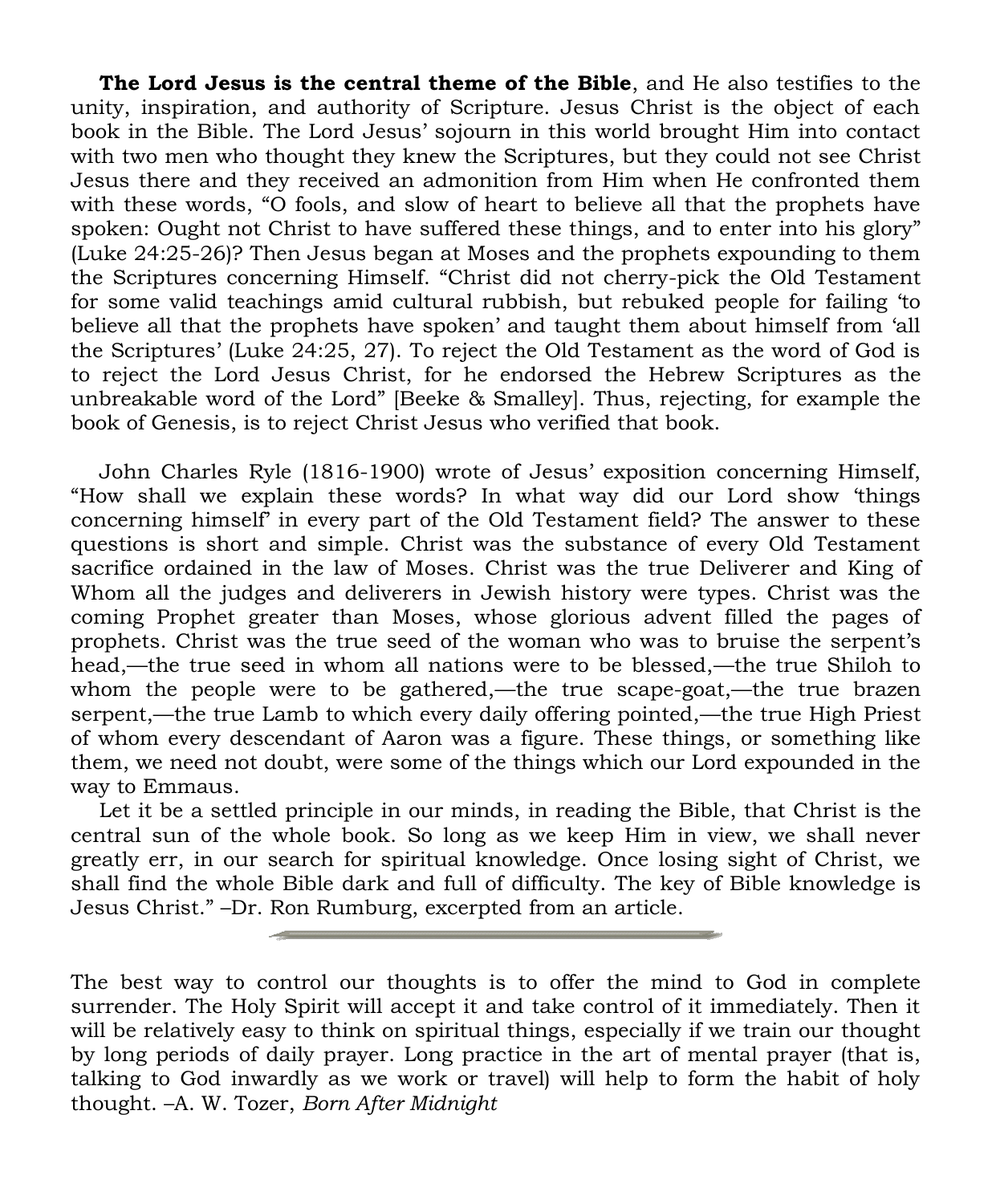**The Lord Jesus is the central theme of the Bible**, and He also testifies to the unity, inspiration, and authority of Scripture. Jesus Christ is the object of each book in the Bible. The Lord Jesus' sojourn in this world brought Him into contact with two men who thought they knew the Scriptures, but they could not see Christ Jesus there and they received an admonition from Him when He confronted them with these words, "O fools, and slow of heart to believe all that the prophets have spoken: Ought not Christ to have suffered these things, and to enter into his glory" (Luke 24:25-26)? Then Jesus began at Moses and the prophets expounding to them the Scriptures concerning Himself. "Christ did not cherry-pick the Old Testament for some valid teachings amid cultural rubbish, but rebuked people for failing 'to believe all that the prophets have spoken' and taught them about himself from 'all the Scriptures' (Luke 24:25, 27). To reject the Old Testament as the word of God is to reject the Lord Jesus Christ, for he endorsed the Hebrew Scriptures as the unbreakable word of the Lord" [Beeke & Smalley]. Thus, rejecting, for example the book of Genesis, is to reject Christ Jesus who verified that book.

John Charles Ryle (1816-1900) wrote of Jesus' exposition concerning Himself, "How shall we explain these words? In what way did our Lord show 'things concerning himself' in every part of the Old Testament field? The answer to these questions is short and simple. Christ was the substance of every Old Testament sacrifice ordained in the law of Moses. Christ was the true Deliverer and King of Whom all the judges and deliverers in Jewish history were types. Christ was the coming Prophet greater than Moses, whose glorious advent filled the pages of prophets. Christ was the true seed of the woman who was to bruise the serpent's head,—the true seed in whom all nations were to be blessed,—the true Shiloh to whom the people were to be gathered,—the true scape-goat,—the true brazen serpent,—the true Lamb to which every daily offering pointed,—the true High Priest of whom every descendant of Aaron was a figure. These things, or something like them, we need not doubt, were some of the things which our Lord expounded in the way to Emmaus.

Let it be a settled principle in our minds, in reading the Bible, that Christ is the central sun of the whole book. So long as we keep Him in view, we shall never greatly err, in our search for spiritual knowledge. Once losing sight of Christ, we shall find the whole Bible dark and full of difficulty. The key of Bible knowledge is Jesus Christ." –Dr. Ron Rumburg, excerpted from an article.

---

The best way to control our thoughts is to offer the mind to God in complete surrender. The Holy Spirit will accept it and take control of it immediately. Then it will be relatively easy to think on spiritual things, especially if we train our thought by long periods of daily prayer. Long practice in the art of mental prayer (that is, talking to God inwardly as we work or travel) will help to form the habit of holy thought. –A. W. Tozer, *Born After Midnight*